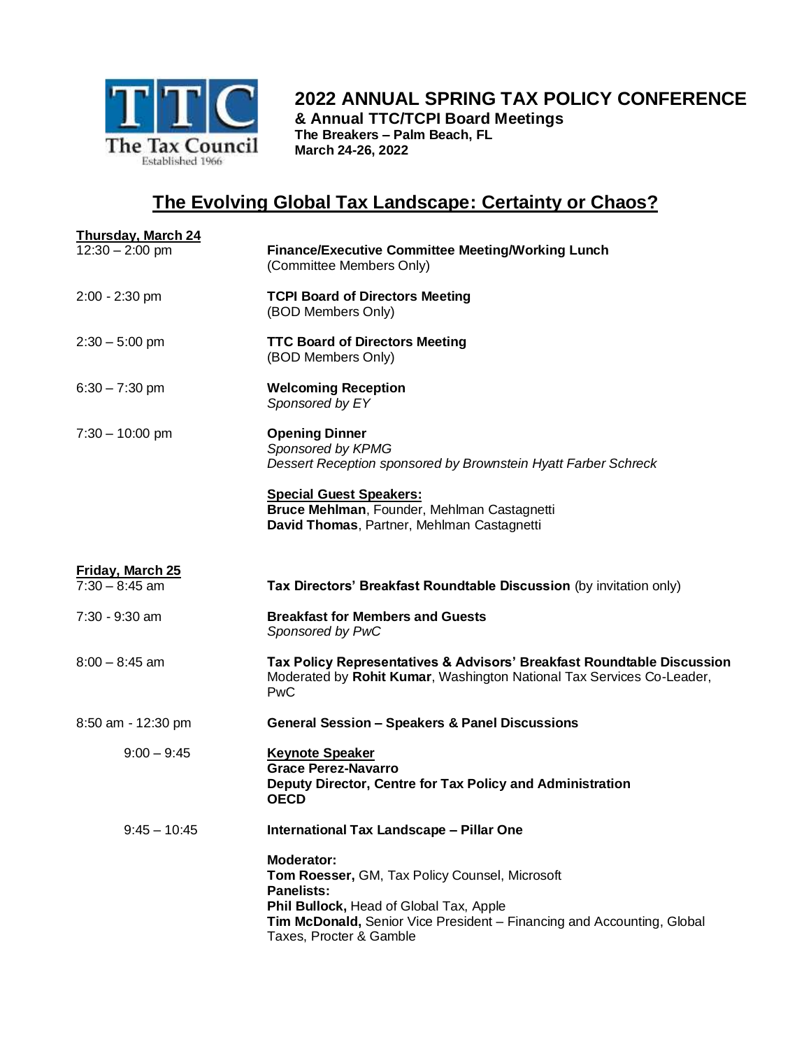TTC
The Tax Council
Established 1966

# 2022 ANNUAL SPRING TAX POLICY CONFERENCE

**& Annual TTC/TCPI Board Meetings**
**The Breakers – Palm Beach, FL**
**March 24-26, 2022**

## The Evolving Global Tax Landscape: Certainty or Chaos?

### Thursday, March 24

12:30 – 2:00 pm — **Finance/Executive Committee Meeting/Working Lunch**
(Committee Members Only)

2:00 - 2:30 pm — **TCPI Board of Directors Meeting**
(BOD Members Only)

2:30 – 5:00 pm — **TTC Board of Directors Meeting**
(BOD Members Only)

6:30 – 7:30 pm — **Welcoming Reception**
*Sponsored by EY*

7:30 – 10:00 pm — **Opening Dinner**
*Sponsored by KPMG*
*Dessert Reception sponsored by Brownstein Hyatt Farber Schreck*

**Special Guest Speakers:**
**Bruce Mehlman**, Founder, Mehlman Castagnetti
**David Thomas**, Partner, Mehlman Castagnetti

### Friday, March 25

7:30 – 8:45 am — **Tax Directors' Breakfast Roundtable Discussion** (by invitation only)

7:30 - 9:30 am — **Breakfast for Members and Guests**
*Sponsored by PwC*

8:00 – 8:45 am — **Tax Policy Representatives & Advisors' Breakfast Roundtable Discussion**
Moderated by **Rohit Kumar**, Washington National Tax Services Co-Leader, PwC

8:50 am - 12:30 pm — **General Session – Speakers & Panel Discussions**

9:00 – 9:45 — **Keynote Speaker**
**Grace Perez-Navarro**
**Deputy Director, Centre for Tax Policy and Administration**
**OECD**

9:45 – 10:45 — **International Tax Landscape – Pillar One**

**Moderator:**
**Tom Roesser,** GM, Tax Policy Counsel, Microsoft
**Panelists:**
**Phil Bullock,** Head of Global Tax, Apple
**Tim McDonald,** Senior Vice President – Financing and Accounting, Global Taxes, Procter & Gamble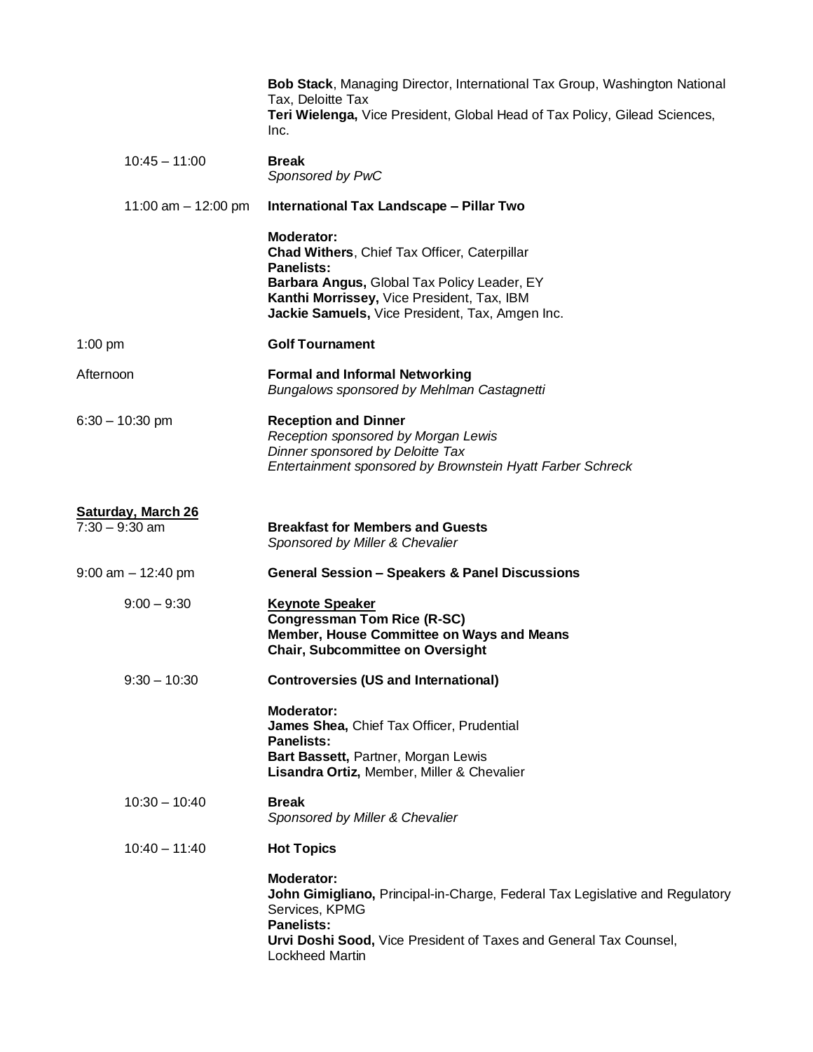**Bob Stack**, Managing Director, International Tax Group, Washington National Tax, Deloitte Tax
**Teri Wielenga,** Vice President, Global Head of Tax Policy, Gilead Sciences, Inc.

10:45 – 11:00 **Break**
*Sponsored by PwC*

11:00 am – 12:00 pm **International Tax Landscape – Pillar Two**

**Moderator:**
**Chad Withers**, Chief Tax Officer, Caterpillar
**Panelists:**
**Barbara Angus,** Global Tax Policy Leader, EY
**Kanthi Morrissey,** Vice President, Tax, IBM
**Jackie Samuels,** Vice President, Tax, Amgen Inc.

1:00 pm **Golf Tournament**

Afternoon **Formal and Informal Networking**
*Bungalows sponsored by Mehlman Castagnetti*

6:30 – 10:30 pm **Reception and Dinner**
*Reception sponsored by Morgan Lewis*
*Dinner sponsored by Deloitte Tax*
*Entertainment sponsored by Brownstein Hyatt Farber Schreck*

**Saturday, March 26**

7:30 – 9:30 am **Breakfast for Members and Guests**
*Sponsored by Miller & Chevalier*

9:00 am – 12:40 pm **General Session – Speakers & Panel Discussions**

9:00 – 9:30 **Keynote Speaker**
**Congressman Tom Rice (R-SC)**
**Member, House Committee on Ways and Means**
**Chair, Subcommittee on Oversight**

9:30 – 10:30 **Controversies (US and International)**

**Moderator:**
**James Shea,** Chief Tax Officer, Prudential
**Panelists:**
**Bart Bassett,** Partner, Morgan Lewis
**Lisandra Ortiz,** Member, Miller & Chevalier

10:30 – 10:40 **Break**
*Sponsored by Miller & Chevalier*

10:40 – 11:40 **Hot Topics**

**Moderator:**
**John Gimigliano,** Principal-in-Charge, Federal Tax Legislative and Regulatory Services, KPMG
**Panelists:**
**Urvi Doshi Sood,** Vice President of Taxes and General Tax Counsel, Lockheed Martin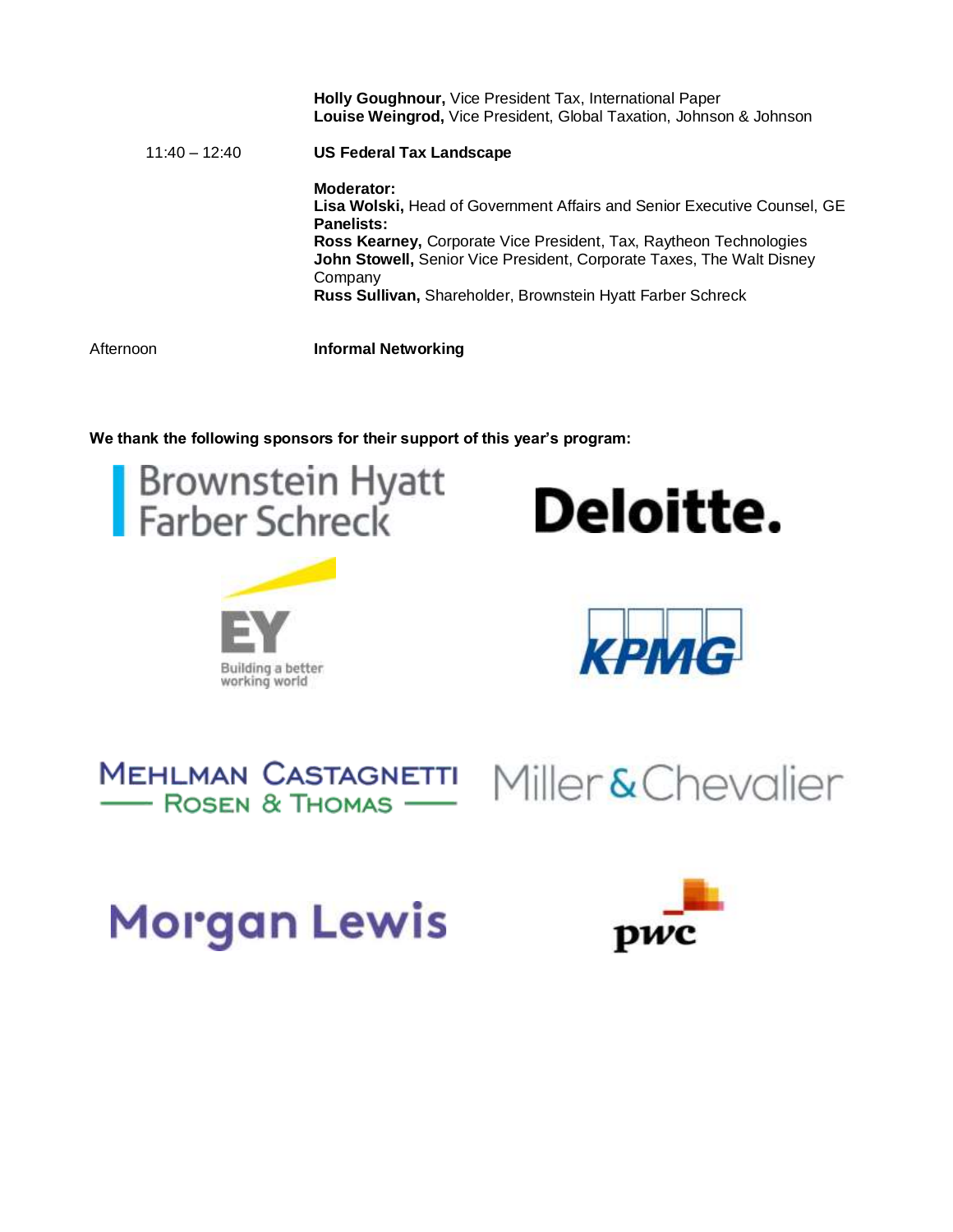**Holly Goughnour,** Vice President Tax, International Paper
**Louise Weingrod,** Vice President, Global Taxation, Johnson & Johnson

11:40 – 12:40 **US Federal Tax Landscape**

**Moderator:**
**Lisa Wolski,** Head of Government Affairs and Senior Executive Counsel, GE
**Panelists:**
**Ross Kearney,** Corporate Vice President, Tax, Raytheon Technologies
**John Stowell,** Senior Vice President, Corporate Taxes, The Walt Disney Company
**Russ Sullivan,** Shareholder, Brownstein Hyatt Farber Schreck

Afternoon **Informal Networking**

**We thank the following sponsors for their support of this year's program:**

Brownstein Hyatt Farber Schreck

Deloitte.

EY
Building a better working world

KPMG

Mehlman Castagnetti Rosen & Thomas

Miller & Chevalier

Morgan Lewis

pwc